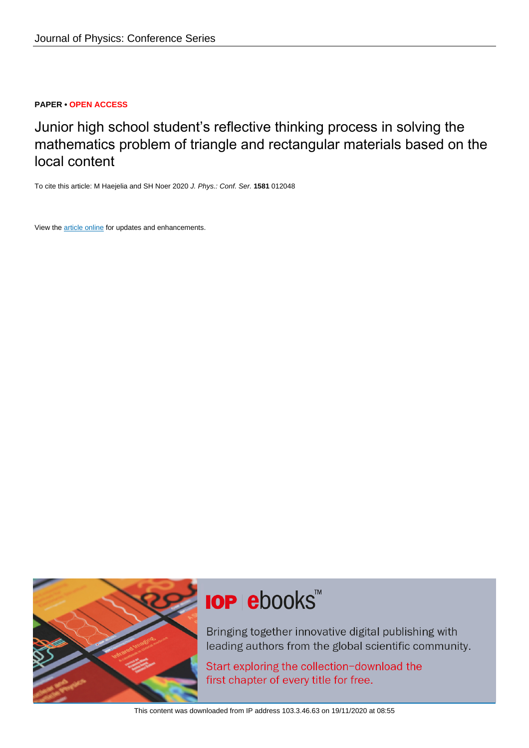Journal of Physics: Conference Series

**PAPER** • **OPEN ACCESS**

# Junior high school student's reflective thinking process in solving the mathematics problem of triangle and rectangular materials based on the local content

To cite this article: M Haejelia and SH Noer 2020 *J. Phys.: Conf. Ser.* **1581** 012048

View the article online for updates and enhancements.

IOP ebooks™

Bringing together innovative digital publishing with leading authors from the global scientific community.

Start exploring the collection–download the first chapter of every title for free.

This content was downloaded from IP address 103.3.46.63 on 19/11/2020 at 08:55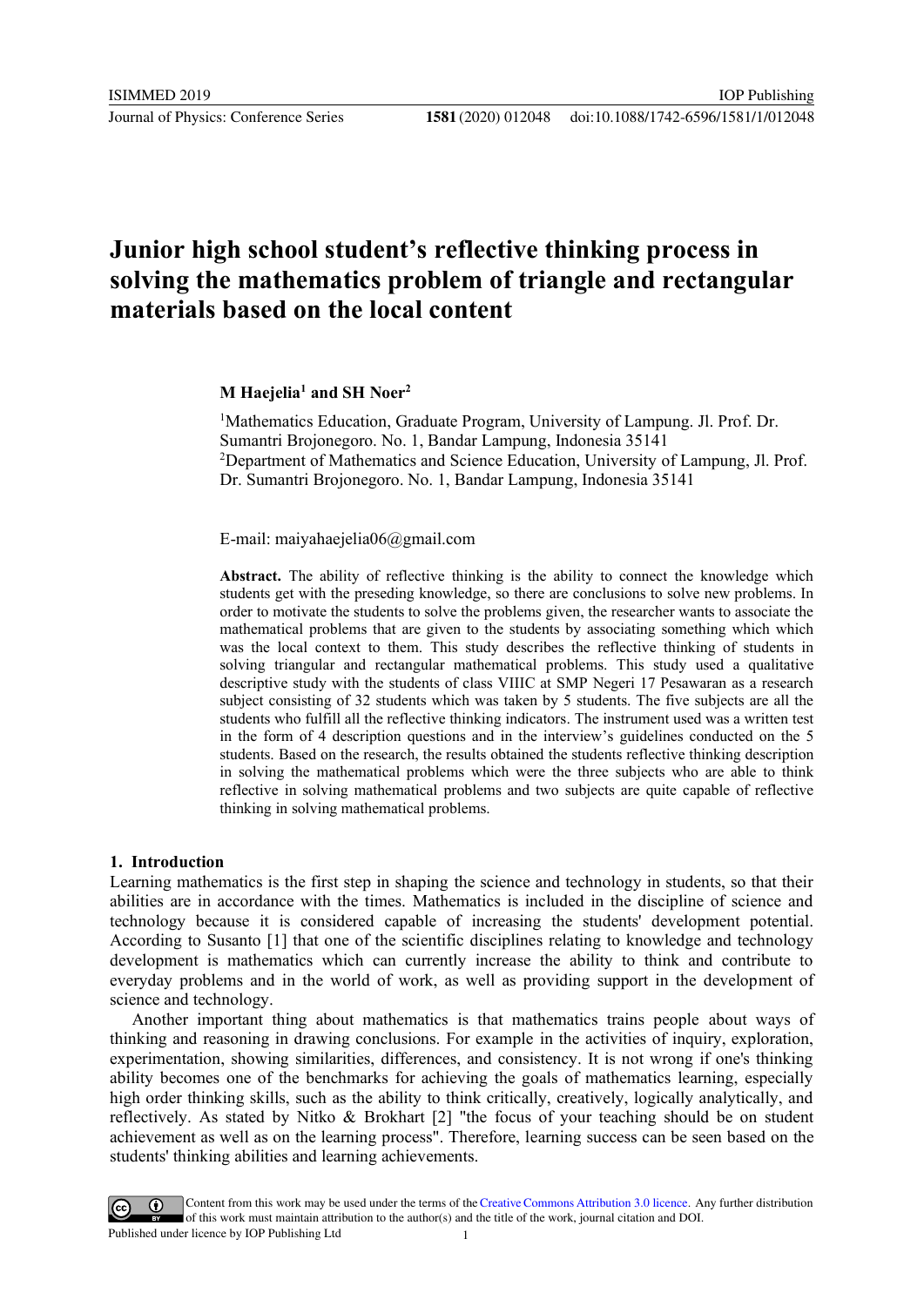# Junior high school student's reflective thinking process in solving the mathematics problem of triangle and rectangular materials based on the local content

**M Haejelia[1] and SH Noer[2]**

[1]Mathematics Education, Graduate Program, University of Lampung. Jl. Prof. Dr. Sumantri Brojonegoro. No. 1, Bandar Lampung, Indonesia 35141
[2]Department of Mathematics and Science Education, University of Lampung, Jl. Prof. Dr. Sumantri Brojonegoro. No. 1, Bandar Lampung, Indonesia 35141

E-mail: maiyahaejelia06@gmail.com

**Abstract.** The ability of reflective thinking is the ability to connect the knowledge which students get with the preseding knowledge, so there are conclusions to solve new problems. In order to motivate the students to solve the problems given, the researcher wants to associate the mathematical problems that are given to the students by associating something which which was the local context to them. This study describes the reflective thinking of students in solving triangular and rectangular mathematical problems. This study used a qualitative descriptive study with the students of class VIIIC at SMP Negeri 17 Pesawaran as a research subject consisting of 32 students which was taken by 5 students. The five subjects are all the students who fulfill all the reflective thinking indicators. The instrument used was a written test in the form of 4 description questions and in the interview's guidelines conducted on the 5 students. Based on the research, the results obtained the students reflective thinking description in solving the mathematical problems which were the three subjects who are able to think reflective in solving mathematical problems and two subjects are quite capable of reflective thinking in solving mathematical problems.

## 1. Introduction

Learning mathematics is the first step in shaping the science and technology in students, so that their abilities are in accordance with the times. Mathematics is included in the discipline of science and technology because it is considered capable of increasing the students' development potential. According to Susanto [1] that one of the scientific disciplines relating to knowledge and technology development is mathematics which can currently increase the ability to think and contribute to everyday problems and in the world of work, as well as providing support in the development of science and technology.

Another important thing about mathematics is that mathematics trains people about ways of thinking and reasoning in drawing conclusions. For example in the activities of inquiry, exploration, experimentation, showing similarities, differences, and consistency. It is not wrong if one's thinking ability becomes one of the benchmarks for achieving the goals of mathematics learning, especially high order thinking skills, such as the ability to think critically, creatively, logically analytically, and reflectively. As stated by Nitko & Brokhart [2] "the focus of your teaching should be on student achievement as well as on the learning process". Therefore, learning success can be seen based on the students' thinking abilities and learning achievements.

Content from this work may be used under the terms of the Creative Commons Attribution 3.0 licence. Any further distribution of this work must maintain attribution to the author(s) and the title of the work, journal citation and DOI.
Published under licence by IOP Publishing Ltd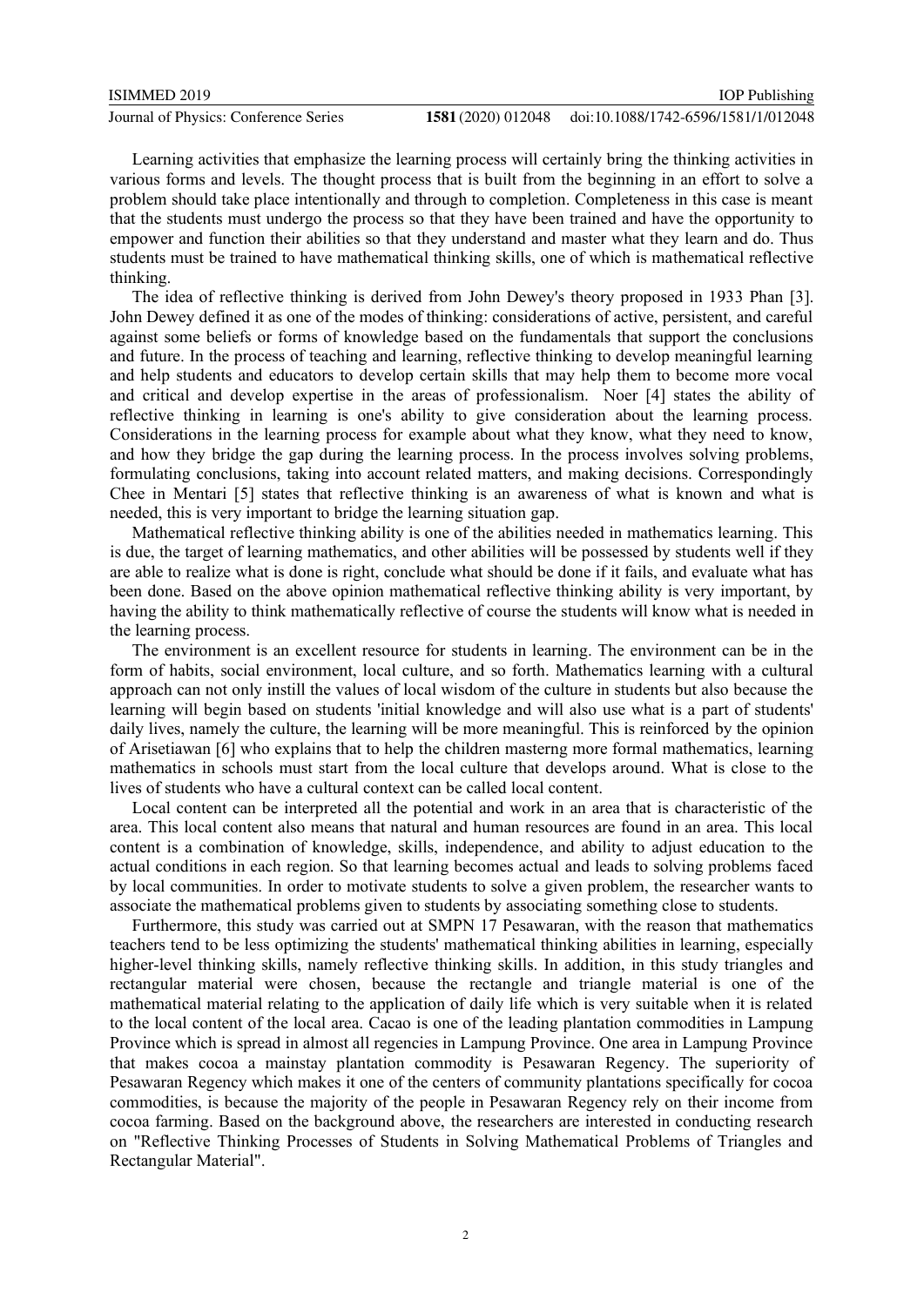Learning activities that emphasize the learning process will certainly bring the thinking activities in various forms and levels. The thought process that is built from the beginning in an effort to solve a problem should take place intentionally and through to completion. Completeness in this case is meant that the students must undergo the process so that they have been trained and have the opportunity to empower and function their abilities so that they understand and master what they learn and do. Thus students must be trained to have mathematical thinking skills, one of which is mathematical reflective thinking.

The idea of reflective thinking is derived from John Dewey's theory proposed in 1933 Phan [3]. John Dewey defined it as one of the modes of thinking: considerations of active, persistent, and careful against some beliefs or forms of knowledge based on the fundamentals that support the conclusions and future. In the process of teaching and learning, reflective thinking to develop meaningful learning and help students and educators to develop certain skills that may help them to become more vocal and critical and develop expertise in the areas of professionalism. Noer [4] states the ability of reflective thinking in learning is one's ability to give consideration about the learning process. Considerations in the learning process for example about what they know, what they need to know, and how they bridge the gap during the learning process. In the process involves solving problems, formulating conclusions, taking into account related matters, and making decisions. Correspondingly Chee in Mentari [5] states that reflective thinking is an awareness of what is known and what is needed, this is very important to bridge the learning situation gap.

Mathematical reflective thinking ability is one of the abilities needed in mathematics learning. This is due, the target of learning mathematics, and other abilities will be possessed by students well if they are able to realize what is done is right, conclude what should be done if it fails, and evaluate what has been done. Based on the above opinion mathematical reflective thinking ability is very important, by having the ability to think mathematically reflective of course the students will know what is needed in the learning process.

The environment is an excellent resource for students in learning. The environment can be in the form of habits, social environment, local culture, and so forth. Mathematics learning with a cultural approach can not only instill the values of local wisdom of the culture in students but also because the learning will begin based on students 'initial knowledge and will also use what is a part of students' daily lives, namely the culture, the learning will be more meaningful. This is reinforced by the opinion of Arisetiawan [6] who explains that to help the children masterng more formal mathematics, learning mathematics in schools must start from the local culture that develops around. What is close to the lives of students who have a cultural context can be called local content.

Local content can be interpreted all the potential and work in an area that is characteristic of the area. This local content also means that natural and human resources are found in an area. This local content is a combination of knowledge, skills, independence, and ability to adjust education to the actual conditions in each region. So that learning becomes actual and leads to solving problems faced by local communities. In order to motivate students to solve a given problem, the researcher wants to associate the mathematical problems given to students by associating something close to students.

Furthermore, this study was carried out at SMPN 17 Pesawaran, with the reason that mathematics teachers tend to be less optimizing the students' mathematical thinking abilities in learning, especially higher-level thinking skills, namely reflective thinking skills. In addition, in this study triangles and rectangular material were chosen, because the rectangle and triangle material is one of the mathematical material relating to the application of daily life which is very suitable when it is related to the local content of the local area. Cacao is one of the leading plantation commodities in Lampung Province which is spread in almost all regencies in Lampung Province. One area in Lampung Province that makes cocoa a mainstay plantation commodity is Pesawaran Regency. The superiority of Pesawaran Regency which makes it one of the centers of community plantations specifically for cocoa commodities, is because the majority of the people in Pesawaran Regency rely on their income from cocoa farming. Based on the background above, the researchers are interested in conducting research on "Reflective Thinking Processes of Students in Solving Mathematical Problems of Triangles and Rectangular Material".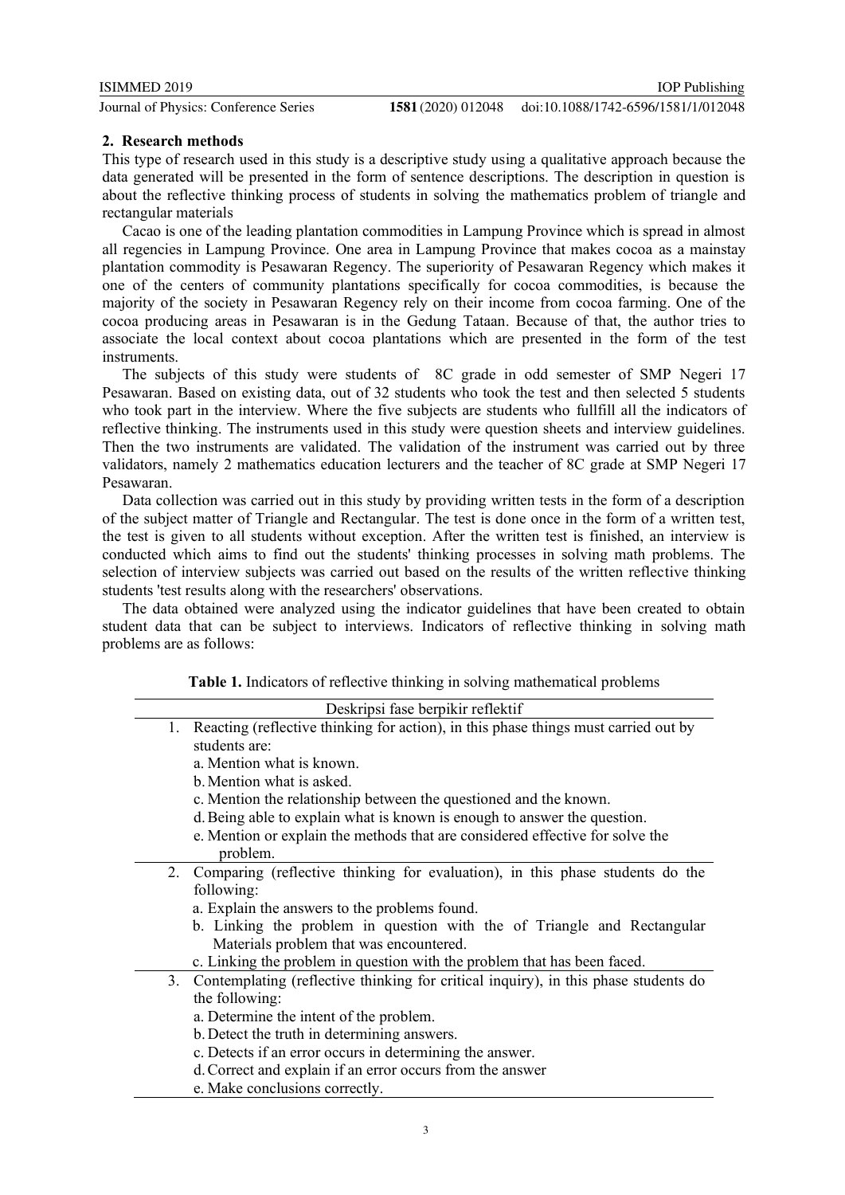## 2. Research methods

This type of research used in this study is a descriptive study using a qualitative approach because the data generated will be presented in the form of sentence descriptions. The description in question is about the reflective thinking process of students in solving the mathematics problem of triangle and rectangular materials

Cacao is one of the leading plantation commodities in Lampung Province which is spread in almost all regencies in Lampung Province. One area in Lampung Province that makes cocoa as a mainstay plantation commodity is Pesawaran Regency. The superiority of Pesawaran Regency which makes it one of the centers of community plantations specifically for cocoa commodities, is because the majority of the society in Pesawaran Regency rely on their income from cocoa farming. One of the cocoa producing areas in Pesawaran is in the Gedung Tataan. Because of that, the author tries to associate the local context about cocoa plantations which are presented in the form of the test instruments.

The subjects of this study were students of 8C grade in odd semester of SMP Negeri 17 Pesawaran. Based on existing data, out of 32 students who took the test and then selected 5 students who took part in the interview. Where the five subjects are students who fullfill all the indicators of reflective thinking. The instruments used in this study were question sheets and interview guidelines. Then the two instruments are validated. The validation of the instrument was carried out by three validators, namely 2 mathematics education lecturers and the teacher of 8C grade at SMP Negeri 17 Pesawaran.

Data collection was carried out in this study by providing written tests in the form of a description of the subject matter of Triangle and Rectangular. The test is done once in the form of a written test, the test is given to all students without exception. After the written test is finished, an interview is conducted which aims to find out the students' thinking processes in solving math problems. The selection of interview subjects was carried out based on the results of the written reflective thinking students 'test results along with the researchers' observations.

The data obtained were analyzed using the indicator guidelines that have been created to obtain student data that can be subject to interviews. Indicators of reflective thinking in solving math problems are as follows:

**Table 1.** Indicators of reflective thinking in solving mathematical problems

| Deskripsi fase berpikir reflektif |
|---|
| 1. Reacting (reflective thinking for action), in this phase things must carried out by students are:<br>a. Mention what is known.<br>b. Mention what is asked.<br>c. Mention the relationship between the questioned and the known.<br>d. Being able to explain what is known is enough to answer the question.<br>e. Mention or explain the methods that are considered effective for solve the problem. |
| 2. Comparing (reflective thinking for evaluation), in this phase students do the following:<br>a. Explain the answers to the problems found.<br>b. Linking the problem in question with the of Triangle and Rectangular Materials problem that was encountered.<br>c. Linking the problem in question with the problem that has been faced. |
| 3. Contemplating (reflective thinking for critical inquiry), in this phase students do the following:<br>a. Determine the intent of the problem.<br>b. Detect the truth in determining answers.<br>c. Detects if an error occurs in determining the answer.<br>d. Correct and explain if an error occurs from the answer<br>e. Make conclusions correctly. |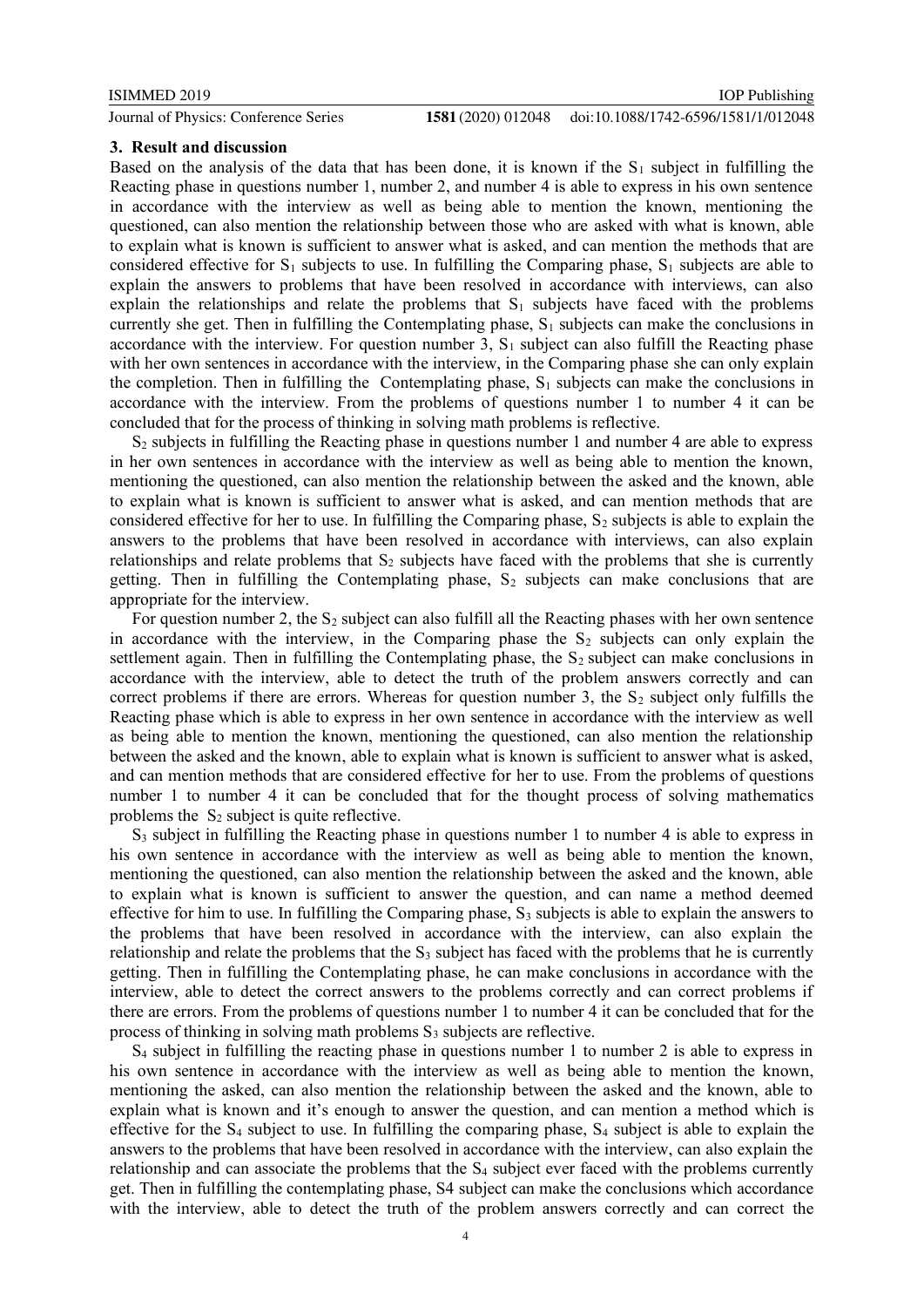## 3. Result and discussion

Based on the analysis of the data that has been done, it is known if the $S_1$ subject in fulfilling the Reacting phase in questions number 1, number 2, and number 4 is able to express in his own sentence in accordance with the interview as well as being able to mention the known, mentioning the questioned, can also mention the relationship between those who are asked with what is known, able to explain what is known is sufficient to answer what is asked, and can mention the methods that are considered effective for $S_1$ subjects to use. In fulfilling the Comparing phase, $S_1$ subjects are able to explain the answers to problems that have been resolved in accordance with interviews, can also explain the relationships and relate the problems that $S_1$ subjects have faced with the problems currently she get. Then in fulfilling the Contemplating phase, $S_1$ subjects can make the conclusions in accordance with the interview. For question number 3, $S_1$ subject can also fulfill the Reacting phase with her own sentences in accordance with the interview, in the Comparing phase she can only explain the completion. Then in fulfilling the Contemplating phase, $S_1$ subjects can make the conclusions in accordance with the interview. From the problems of questions number 1 to number 4 it can be concluded that for the process of thinking in solving math problems is reflective.

$S_2$ subjects in fulfilling the Reacting phase in questions number 1 and number 4 are able to express in her own sentences in accordance with the interview as well as being able to mention the known, mentioning the questioned, can also mention the relationship between the asked and the known, able to explain what is known is sufficient to answer what is asked, and can mention methods that are considered effective for her to use. In fulfilling the Comparing phase, $S_2$ subjects is able to explain the answers to the problems that have been resolved in accordance with interviews, can also explain relationships and relate problems that $S_2$ subjects have faced with the problems that she is currently getting. Then in fulfilling the Contemplating phase, $S_2$ subjects can make conclusions that are appropriate for the interview.

For question number 2, the $S_2$ subject can also fulfill all the Reacting phases with her own sentence in accordance with the interview, in the Comparing phase the $S_2$ subjects can only explain the settlement again. Then in fulfilling the Contemplating phase, the $S_2$ subject can make conclusions in accordance with the interview, able to detect the truth of the problem answers correctly and can correct problems if there are errors. Whereas for question number 3, the $S_2$ subject only fulfills the Reacting phase which is able to express in her own sentence in accordance with the interview as well as being able to mention the known, mentioning the questioned, can also mention the relationship between the asked and the known, able to explain what is known is sufficient to answer what is asked, and can mention methods that are considered effective for her to use. From the problems of questions number 1 to number 4 it can be concluded that for the thought process of solving mathematics problems the $S_2$ subject is quite reflective.

$S_3$ subject in fulfilling the Reacting phase in questions number 1 to number 4 is able to express in his own sentence in accordance with the interview as well as being able to mention the known, mentioning the questioned, can also mention the relationship between the asked and the known, able to explain what is known is sufficient to answer the question, and can name a method deemed effective for him to use. In fulfilling the Comparing phase, $S_3$ subjects is able to explain the answers to the problems that have been resolved in accordance with the interview, can also explain the relationship and relate the problems that the $S_3$ subject has faced with the problems that he is currently getting. Then in fulfilling the Contemplating phase, he can make conclusions in accordance with the interview, able to detect the correct answers to the problems correctly and can correct problems if there are errors. From the problems of questions number 1 to number 4 it can be concluded that for the process of thinking in solving math problems $S_3$ subjects are reflective.

$S_4$ subject in fulfilling the reacting phase in questions number 1 to number 2 is able to express in his own sentence in accordance with the interview as well as being able to mention the known, mentioning the asked, can also mention the relationship between the asked and the known, able to explain what is known and it's enough to answer the question, and can mention a method which is effective for the $S_4$ subject to use. In fulfilling the comparing phase, $S_4$ subject is able to explain the answers to the problems that have been resolved in accordance with the interview, can also explain the relationship and can associate the problems that the $S_4$ subject ever faced with the problems currently get. Then in fulfilling the contemplating phase, S4 subject can make the conclusions which accordance with the interview, able to detect the truth of the problem answers correctly and can correct the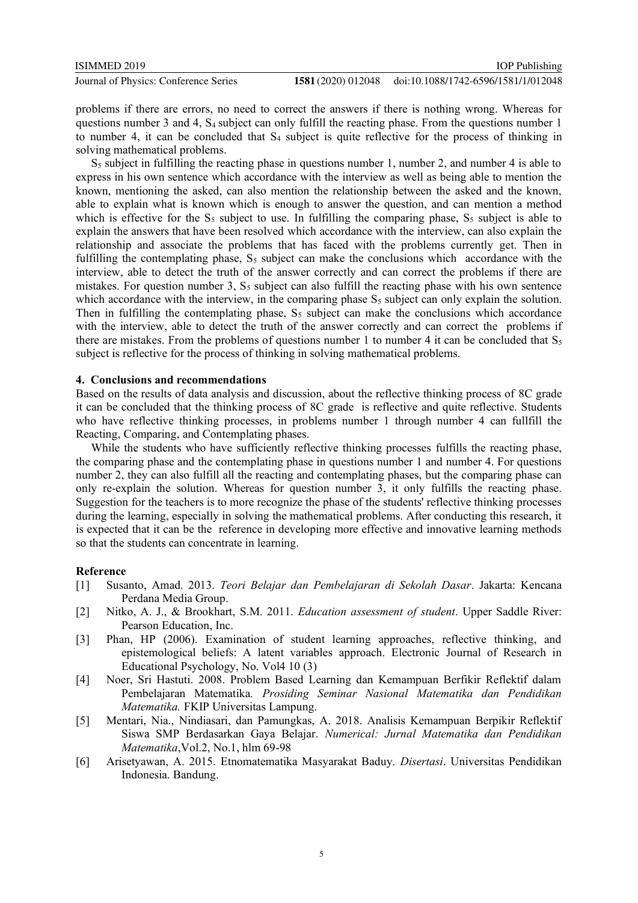problems if there are errors, no need to correct the answers if there is nothing wrong. Whereas for questions number 3 and 4, $S_4$ subject can only fulfill the reacting phase. From the questions number 1 to number 4, it can be concluded that $S_4$ subject is quite reflective for the process of thinking in solving mathematical problems.

$S_5$ subject in fulfilling the reacting phase in questions number 1, number 2, and number 4 is able to express in his own sentence which accordance with the interview as well as being able to mention the known, mentioning the asked, can also mention the relationship between the asked and the known, able to explain what is known which is enough to answer the question, and can mention a method which is effective for the $S_5$ subject to use. In fulfilling the comparing phase, $S_5$ subject is able to explain the answers that have been resolved which accordance with the interview, can also explain the relationship and associate the problems that has faced with the problems currently get. Then in fulfilling the contemplating phase, $S_5$ subject can make the conclusions which accordance with the interview, able to detect the truth of the answer correctly and can correct the problems if there are mistakes. For question number 3, $S_5$ subject can also fulfill the reacting phase with his own sentence which accordance with the interview, in the comparing phase $S_5$ subject can only explain the solution. Then in fulfilling the contemplating phase, $S_5$ subject can make the conclusions which accordance with the interview, able to detect the truth of the answer correctly and can correct the problems if there are mistakes. From the problems of questions number 1 to number 4 it can be concluded that $S_5$ subject is reflective for the process of thinking in solving mathematical problems.

## 4. Conclusions and recommendations

Based on the results of data analysis and discussion, about the reflective thinking process of 8C grade it can be concluded that the thinking process of 8C grade is reflective and quite reflective. Students who have reflective thinking processes, in problems number 1 through number 4 can fullfill the Reacting, Comparing, and Contemplating phases.

While the students who have sufficiently reflective thinking processes fulfills the reacting phase, the comparing phase and the contemplating phase in questions number 1 and number 4. For questions number 2, they can also fulfill all the reacting and contemplating phases, but the comparing phase can only re-explain the solution. Whereas for question number 3, it only fulfills the reacting phase. Suggestion for the teachers is to more recognize the phase of the students' reflective thinking processes during the learning, especially in solving the mathematical problems. After conducting this research, it is expected that it can be the reference in developing more effective and innovative learning methods so that the students can concentrate in learning.

## Reference

[1] Susanto, Amad. 2013. *Teori Belajar dan Pembelajaran di Sekolah Dasar*. Jakarta: Kencana Perdana Media Group.

[2] Nitko, A. J., & Brookhart, S.M. 2011. *Education assessment of student*. Upper Saddle River: Pearson Education, Inc.

[3] Phan, HP (2006). Examination of student learning approaches, reflective thinking, and epistemological beliefs: A latent variables approach. Electronic Journal of Research in Educational Psychology, No. Vol4 10 (3)

[4] Noer, Sri Hastuti. 2008. Problem Based Learning dan Kemampuan Berfikir Reflektif dalam Pembelajaran Matematika. *Prosiding Seminar Nasional Matematika dan Pendidikan Matematika.* FKIP Universitas Lampung.

[5] Mentari, Nia., Nindiasari, dan Pamungkas, A. 2018. Analisis Kemampuan Berpikir Reflektif Siswa SMP Berdasarkan Gaya Belajar. *Numerical: Jurnal Matematika dan Pendidikan Matematika*,Vol.2, No.1, hlm 69-98

[6] Arisetyawan, A. 2015. Etnomatematika Masyarakat Baduy. *Disertasi*. Universitas Pendidikan Indonesia. Bandung.